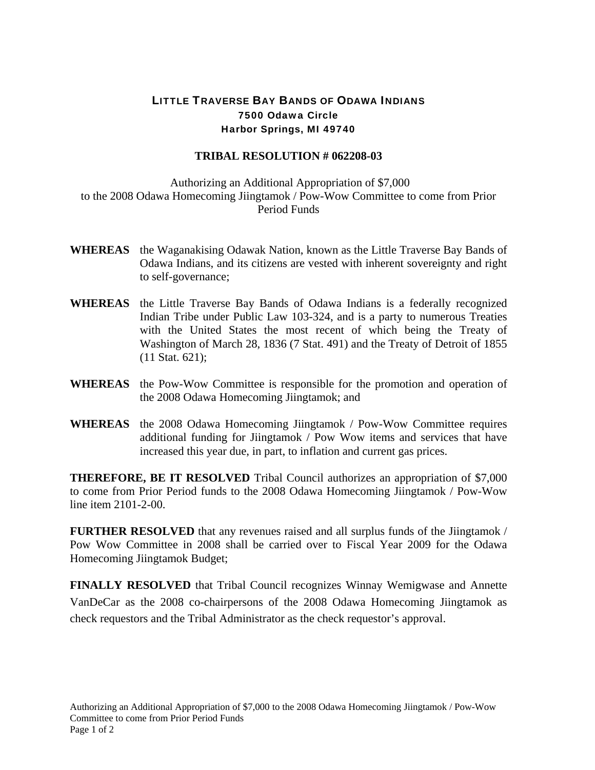# LITTLE TRAVERSE BAY BANDS OF ODAWA INDIANS

**7500 Odawa Circle**
**Harbor Springs, MI 49740**

## TRIBAL RESOLUTION # 062208-03

Authorizing an Additional Appropriation of $7,000 to the 2008 Odawa Homecoming Jiingtamok / Pow-Wow Committee to come from Prior Period Funds

**WHEREAS** the Waganakising Odawak Nation, known as the Little Traverse Bay Bands of Odawa Indians, and its citizens are vested with inherent sovereignty and right to self-governance;

**WHEREAS** the Little Traverse Bay Bands of Odawa Indians is a federally recognized Indian Tribe under Public Law 103-324, and is a party to numerous Treaties with the United States the most recent of which being the Treaty of Washington of March 28, 1836 (7 Stat. 491) and the Treaty of Detroit of 1855 (11 Stat. 621);

**WHEREAS** the Pow-Wow Committee is responsible for the promotion and operation of the 2008 Odawa Homecoming Jiingtamok; and

**WHEREAS** the 2008 Odawa Homecoming Jiingtamok / Pow-Wow Committee requires additional funding for Jiingtamok / Pow Wow items and services that have increased this year due, in part, to inflation and current gas prices.

**THEREFORE, BE IT RESOLVED** Tribal Council authorizes an appropriation of $7,000 to come from Prior Period funds to the 2008 Odawa Homecoming Jiingtamok / Pow-Wow line item 2101-2-00.

**FURTHER RESOLVED** that any revenues raised and all surplus funds of the Jiingtamok / Pow Wow Committee in 2008 shall be carried over to Fiscal Year 2009 for the Odawa Homecoming Jiingtamok Budget;

**FINALLY RESOLVED** that Tribal Council recognizes Winnay Wemigwase and Annette VanDeCar as the 2008 co-chairpersons of the 2008 Odawa Homecoming Jiingtamok as check requestors and the Tribal Administrator as the check requestor's approval.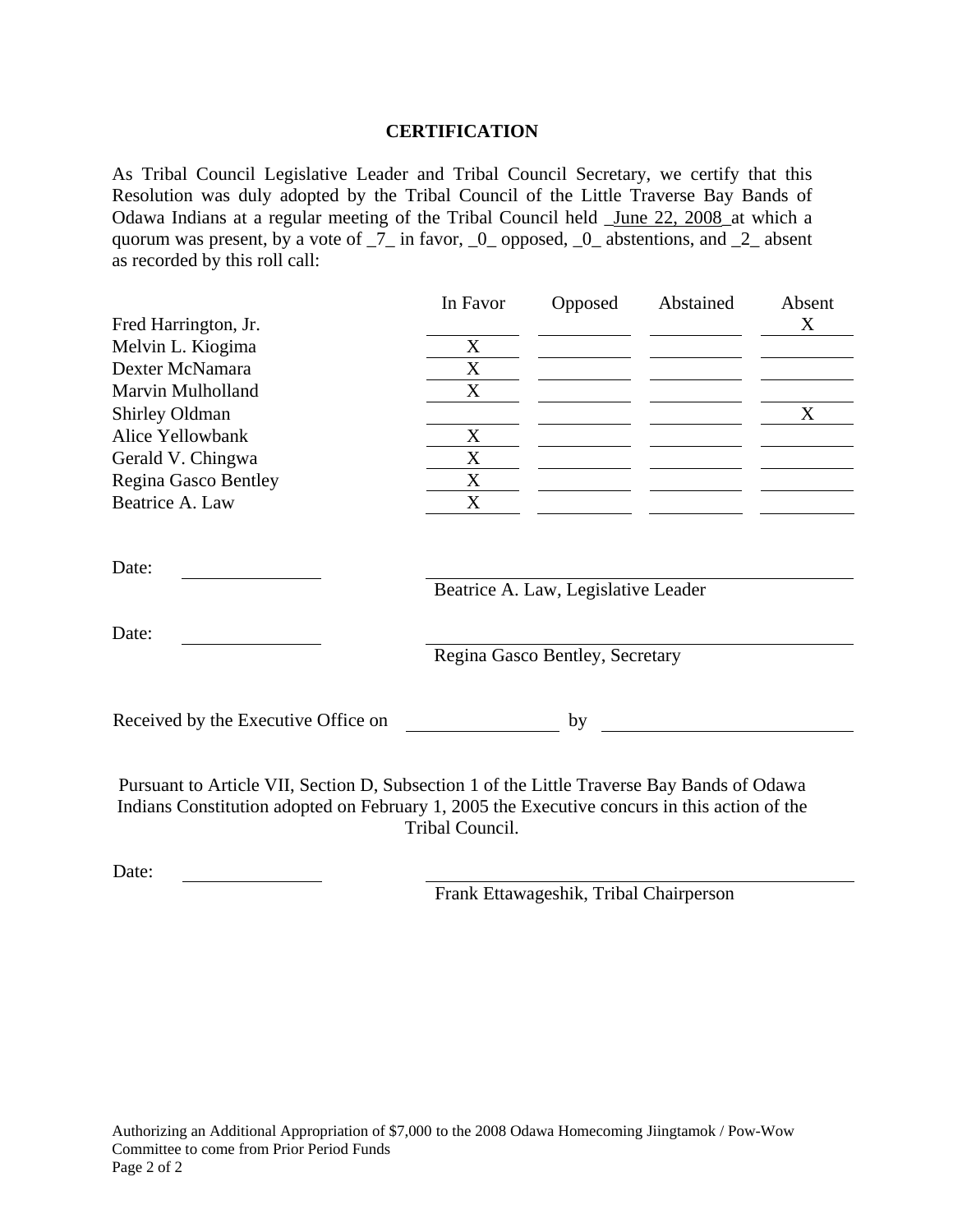## CERTIFICATION

As Tribal Council Legislative Leader and Tribal Council Secretary, we certify that this Resolution was duly adopted by the Tribal Council of the Little Traverse Bay Bands of Odawa Indians at a regular meeting of the Tribal Council held _June 22, 2008_ at which a quorum was present, by a vote of _7_ in favor, _0_ opposed, _0_ abstentions, and _2_ absent as recorded by this roll call:

| | In Favor | Opposed | Abstained | Absent |
|---|---|---|---|---|
| Fred Harrington, Jr. | | | | X |
| Melvin L. Kiogima | X | | | |
| Dexter McNamara | X | | | |
| Marvin Mulholland | X | | | |
| Shirley Oldman | | | | X |
| Alice Yellowbank | X | | | |
| Gerald V. Chingwa | X | | | |
| Regina Gasco Bentley | X | | | |
| Beatrice A. Law | X | | | |

Date: ______________ ______________________________
Beatrice A. Law, Legislative Leader

Date: ______________ ______________________________
Regina Gasco Bentley, Secretary

Received by the Executive Office on ______________ by ______________________

Pursuant to Article VII, Section D, Subsection 1 of the Little Traverse Bay Bands of Odawa Indians Constitution adopted on February 1, 2005 the Executive concurs in this action of the Tribal Council.

Date: ______________ ______________________________
Frank Ettawageshik, Tribal Chairperson

Authorizing an Additional Appropriation of $7,000 to the 2008 Odawa Homecoming Jiingtamok / Pow-Wow Committee to come from Prior Period Funds